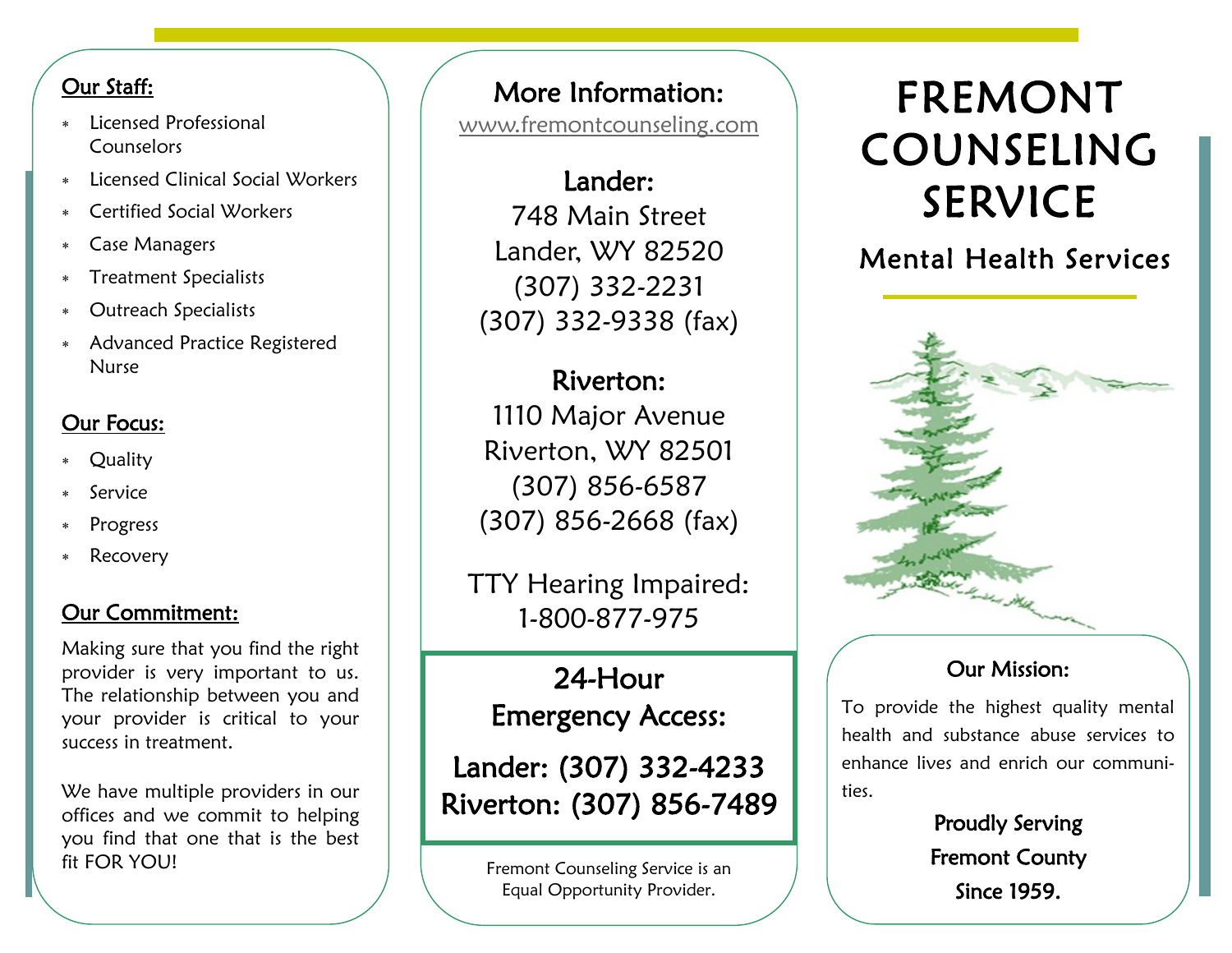## Our Staff:

- Licensed Professional Counselors
- Licensed Clinical Social Workers
- Certified Social Workers
- Case Managers
- Treatment Specialists
- Outreach Specialists
- Advanced Practice Registered Nurse

## Our Focus:

- Quality
- Service
- Progress
- Recovery

## Our Commitment:

Making sure that you find the right provider is very important to us. The relationship between you and your provider is critical to your success in treatment.

We have multiple providers in our offices and we commit to helping you find that one that is the best fit FOR YOU!

## More Information:

www.fremontcounseling.com

**Lander:**
748 Main Street
Lander, WY 82520
(307) 332-2231
(307) 332-9338 (fax)

**Riverton:**
1110 Major Avenue
Riverton, WY 82501
(307) 856-6587
(307) 856-2668 (fax)

TTY Hearing Impaired:
1-800-877-975

### 24-Hour Emergency Access:

**Lander: (307) 332-4233**
**Riverton: (307) 856-7489**

Fremont Counseling Service is an Equal Opportunity Provider.

# FREMONT COUNSELING SERVICE

## Mental Health Services

### Our Mission:

To provide the highest quality mental health and substance abuse services to enhance lives and enrich our communities.

**Proudly Serving**
**Fremont County**
**Since 1959.**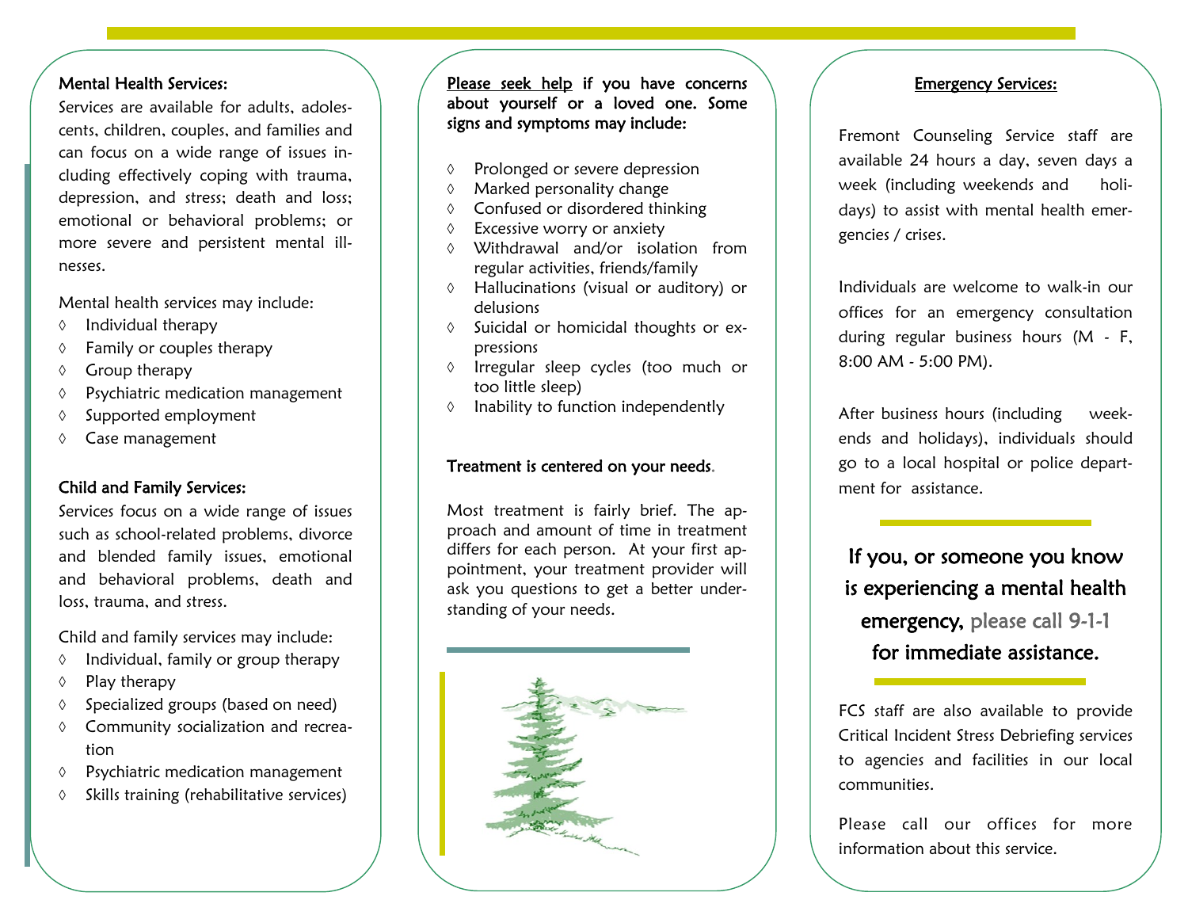**Mental Health Services:**

Services are available for adults, adolescents, children, couples, and families and can focus on a wide range of issues including effectively coping with trauma, depression, and stress; death and loss; emotional or behavioral problems; or more severe and persistent mental illnesses.

Mental health services may include:

- Individual therapy
- Family or couples therapy
- Group therapy
- Psychiatric medication management
- Supported employment
- Case management

**Child and Family Services:**

Services focus on a wide range of issues such as school-related problems, divorce and blended family issues, emotional and behavioral problems, death and loss, trauma, and stress.

Child and family services may include:

- Individual, family or group therapy
- Play therapy
- Specialized groups (based on need)
- Community socialization and recreation
- Psychiatric medication management
- Skills training (rehabilitative services)

**Please seek help if you have concerns about yourself or a loved one. Some signs and symptoms may include:**

- Prolonged or severe depression
- Marked personality change
- Confused or disordered thinking
- Excessive worry or anxiety
- Withdrawal and/or isolation from regular activities, friends/family
- Hallucinations (visual or auditory) or delusions
- Suicidal or homicidal thoughts or expressions
- Irregular sleep cycles (too much or too little sleep)
- Inability to function independently

**Treatment is centered on your needs.**

Most treatment is fairly brief. The approach and amount of time in treatment differs for each person. At your first appointment, your treatment provider will ask you questions to get a better understanding of your needs.

**Emergency Services:**

Fremont Counseling Service staff are available 24 hours a day, seven days a week (including weekends and holidays) to assist with mental health emergencies / crises.

Individuals are welcome to walk-in our offices for an emergency consultation during regular business hours (M - F, 8:00 AM - 5:00 PM).

After business hours (including weekends and holidays), individuals should go to a local hospital or police department for assistance.

## If you, or someone you know is experiencing a mental health emergency, please call 9-1-1 for immediate assistance.

FCS staff are also available to provide Critical Incident Stress Debriefing services to agencies and facilities in our local communities.

Please call our offices for more information about this service.